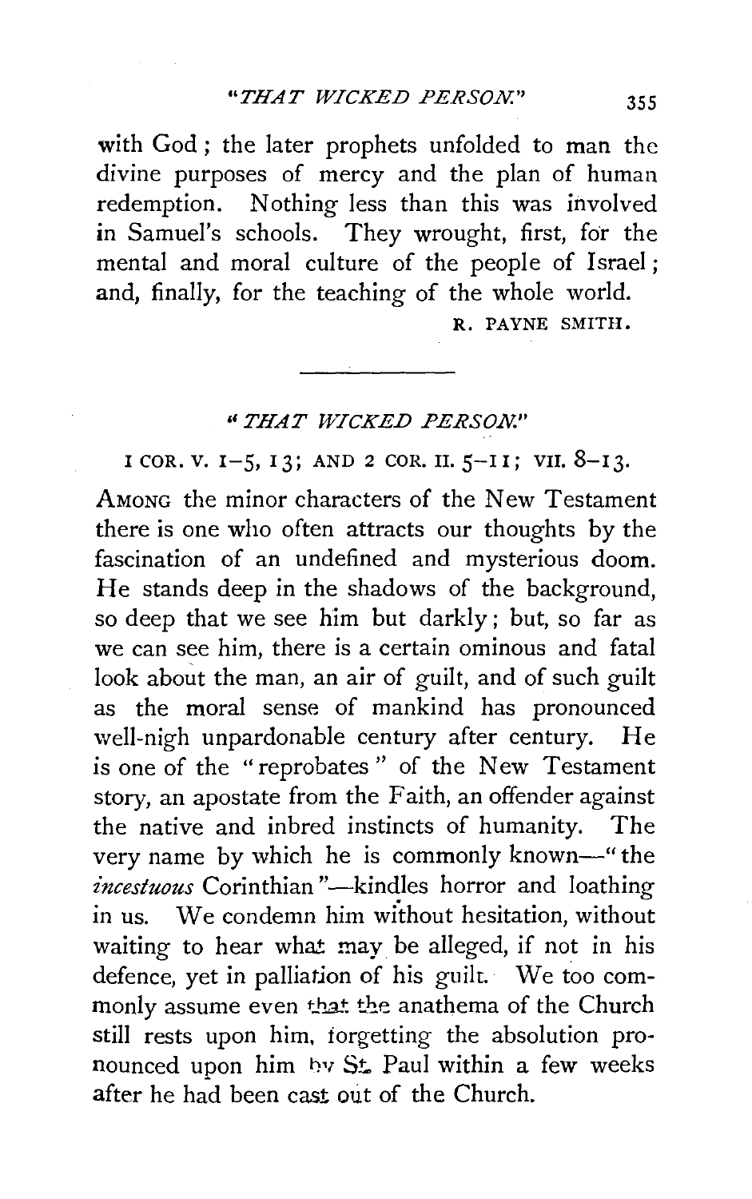with God; the later prophets unfolded to man the divine purposes of mercy and the plan of human redemption. Nothing less than this was involved in Samuel's schools. They wrought, first, for the mental and moral culture of the people of Israel; and, finally, for the teaching of the whole world.

R. PAYNE SMITH.

---

## "*THAT WICKED PERSON.*"

I COR. V. 1–5, 13; AND 2 COR. II. 5–11; VII. 8–13.

AMONG the minor characters of the New Testament there is one who often attracts our thoughts by the fascination of an undefined and mysterious doom. He stands deep in the shadows of the background, so deep that we see him but darkly; but, so far as we can see him, there is a certain ominous and fatal look about the man, an air of guilt, and of such guilt as the moral sense of mankind has pronounced well-nigh unpardonable century after century. He is one of the "reprobates" of the New Testament story, an apostate from the Faith, an offender against the native and inbred instincts of humanity. The very name by which he is commonly known—"the *incestuous* Corinthian"—kindles horror and loathing in us. We condemn him without hesitation, without waiting to hear what may be alleged, if not in his defence, yet in palliation of his guilt. We too commonly assume even that the anathema of the Church still rests upon him, forgetting the absolution pronounced upon him by St. Paul within a few weeks after he had been cast out of the Church.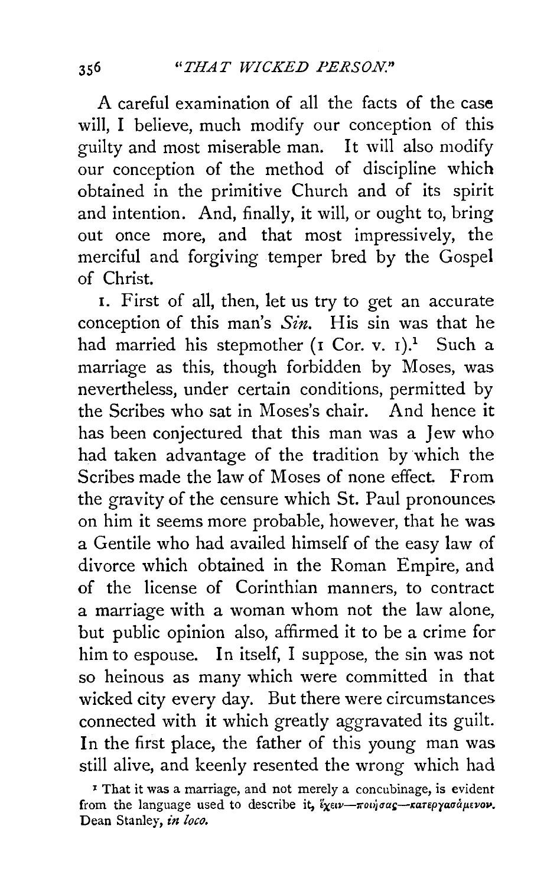A careful examination of all the facts of the case will, I believe, much modify our conception of this guilty and most miserable man. It will also modify our conception of the method of discipline which obtained in the primitive Church and of its spirit and intention. And, finally, it will, or ought to, bring out once more, and that most impressively, the merciful and forgiving temper bred by the Gospel of Christ.

1. First of all, then, let us try to get an accurate conception of this man's *Sin*. His sin was that he had married his stepmother (1 Cor. v. 1).[1] Such a marriage as this, though forbidden by Moses, was nevertheless, under certain conditions, permitted by the Scribes who sat in Moses's chair. And hence it has been conjectured that this man was a Jew who had taken advantage of the tradition by which the Scribes made the law of Moses of none effect. From the gravity of the censure which St. Paul pronounces on him it seems more probable, however, that he was a Gentile who had availed himself of the easy law of divorce which obtained in the Roman Empire, and of the license of Corinthian manners, to contract a marriage with a woman whom not the law alone, but public opinion also, affirmed it to be a crime for him to espouse. In itself, I suppose, the sin was not so heinous as many which were committed in that wicked city every day. But there were circumstances connected with it which greatly aggravated its guilt. In the first place, the father of this young man was still alive, and keenly resented the wrong which had

[1] That it was a marriage, and not merely a concubinage, is evident from the language used to describe it, ἔχειν—ποιήσας—κατεργασάμενον. Dean Stanley, *in loco.*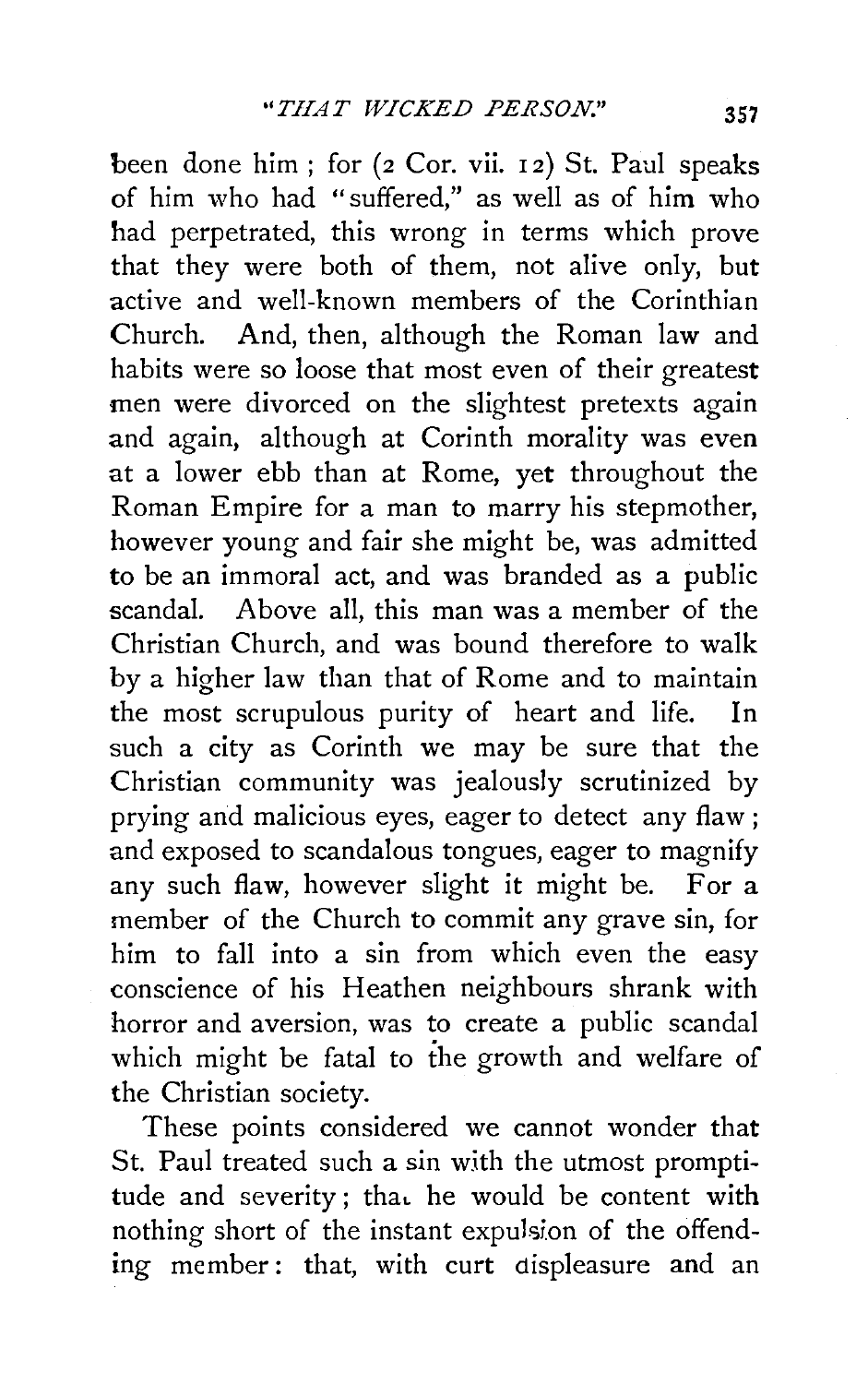been done him ; for (2 Cor. vii. 12) St. Paul speaks of him who had "suffered," as well as of him who had perpetrated, this wrong in terms which prove that they were both of them, not alive only, but active and well-known members of the Corinthian Church. And, then, although the Roman law and habits were so loose that most even of their greatest men were divorced on the slightest pretexts again and again, although at Corinth morality was even at a lower ebb than at Rome, yet throughout the Roman Empire for a man to marry his stepmother, however young and fair she might be, was admitted to be an immoral act, and was branded as a public scandal. Above all, this man was a member of the Christian Church, and was bound therefore to walk by a higher law than that of Rome and to maintain the most scrupulous purity of heart and life. In such a city as Corinth we may be sure that the Christian community was jealously scrutinized by prying and malicious eyes, eager to detect any flaw ; and exposed to scandalous tongues, eager to magnify any such flaw, however slight it might be. For a member of the Church to commit any grave sin, for him to fall into a sin from which even the easy conscience of his Heathen neighbours shrank with horror and aversion, was to create a public scandal which might be fatal to the growth and welfare of the Christian society.

These points considered we cannot wonder that St. Paul treated such a sin with the utmost promptitude and severity ; that he would be content with nothing short of the instant expulsion of the offending member : that, with curt displeasure and an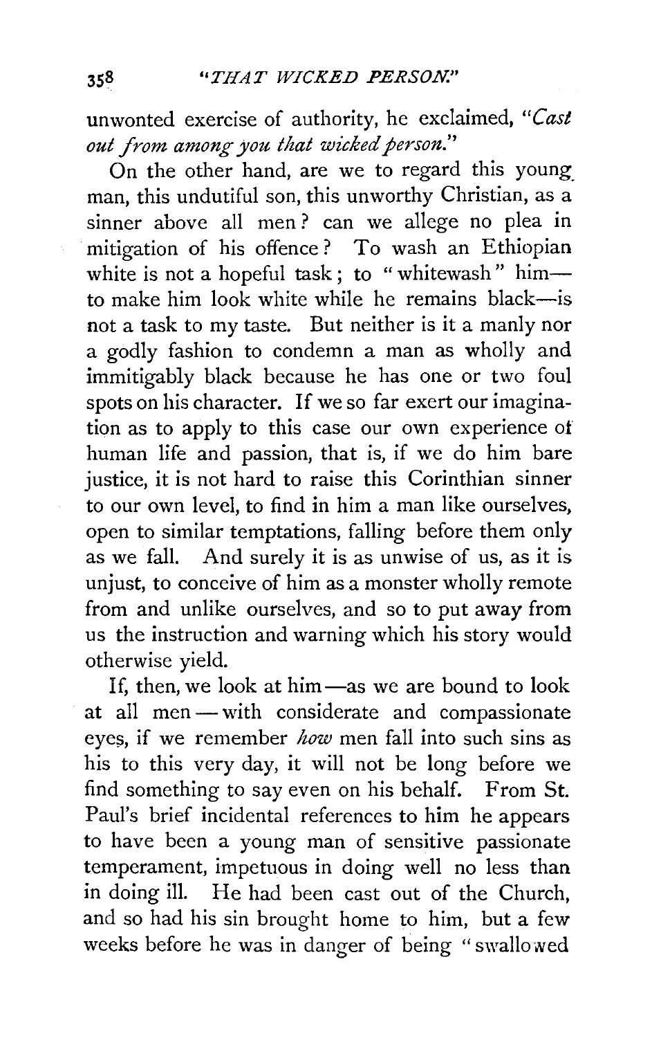unwonted exercise of authority, he exclaimed, "*Cast out from among you that wicked person.*"

On the other hand, are we to regard this young man, this undutiful son, this unworthy Christian, as a sinner above all men? can we allege no plea in mitigation of his offence? To wash an Ethiopian white is not a hopeful task; to "whitewash" him—to make him look white while he remains black—is not a task to my taste. But neither is it a manly nor a godly fashion to condemn a man as wholly and immitigably black because he has one or two foul spots on his character. If we so far exert our imagination as to apply to this case our own experience of human life and passion, that is, if we do him bare justice, it is not hard to raise this Corinthian sinner to our own level, to find in him a man like ourselves, open to similar temptations, falling before them only as we fall. And surely it is as unwise of us, as it is unjust, to conceive of him as a monster wholly remote from and unlike ourselves, and so to put away from us the instruction and warning which his story would otherwise yield.

If, then, we look at him—as we are bound to look at all men—with considerate and compassionate eyes, if we remember *how* men fall into such sins as his to this very day, it will not be long before we find something to say even on his behalf. From St. Paul's brief incidental references to him he appears to have been a young man of sensitive passionate temperament, impetuous in doing well no less than in doing ill. He had been cast out of the Church, and so had his sin brought home to him, but a few weeks before he was in danger of being "swallowed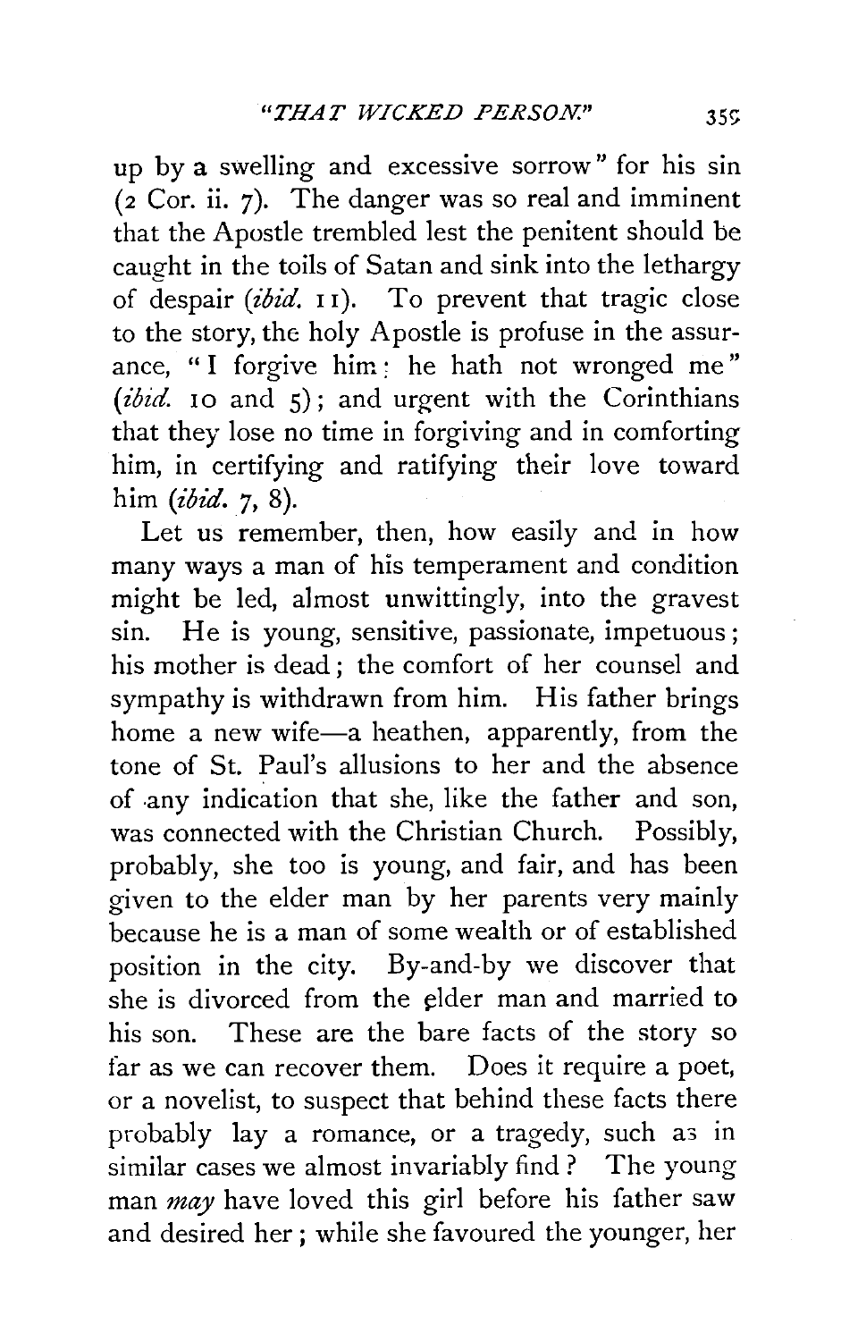up by a swelling and excessive sorrow" for his sin (2 Cor. ii. 7). The danger was so real and imminent that the Apostle trembled lest the penitent should be caught in the toils of Satan and sink into the lethargy of despair (*ibid.* 11). To prevent that tragic close to the story, the holy Apostle is profuse in the assurance, "I forgive him: he hath not wronged me" (*ibid.* 10 and 5); and urgent with the Corinthians that they lose no time in forgiving and in comforting him, in certifying and ratifying their love toward him (*ibid.* 7, 8).

Let us remember, then, how easily and in how many ways a man of his temperament and condition might be led, almost unwittingly, into the gravest sin. He is young, sensitive, passionate, impetuous; his mother is dead; the comfort of her counsel and sympathy is withdrawn from him. His father brings home a new wife—a heathen, apparently, from the tone of St. Paul's allusions to her and the absence of any indication that she, like the father and son, was connected with the Christian Church. Possibly, probably, she too is young, and fair, and has been given to the elder man by her parents very mainly because he is a man of some wealth or of established position in the city. By-and-by we discover that she is divorced from the elder man and married to his son. These are the bare facts of the story so far as we can recover them. Does it require a poet, or a novelist, to suspect that behind these facts there probably lay a romance, or a tragedy, such as in similar cases we almost invariably find? The young man *may* have loved this girl before his father saw and desired her; while she favoured the younger, her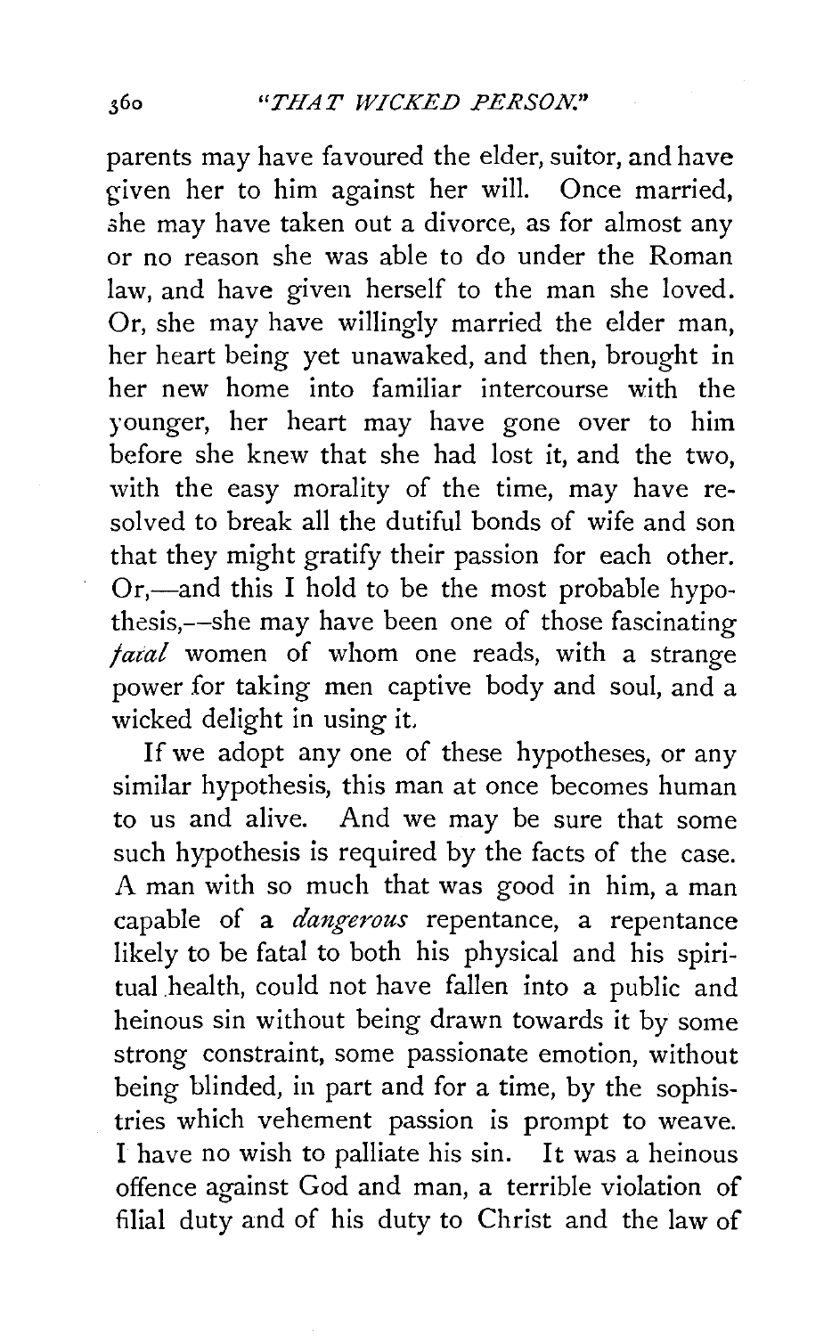parents may have favoured the elder, suitor, and have given her to him against her will. Once married, she may have taken out a divorce, as for almost any or no reason she was able to do under the Roman law, and have given herself to the man she loved. Or, she may have willingly married the elder man, her heart being yet unawaked, and then, brought in her new home into familiar intercourse with the younger, her heart may have gone over to him before she knew that she had lost it, and the two, with the easy morality of the time, may have resolved to break all the dutiful bonds of wife and son that they might gratify their passion for each other. Or,—and this I hold to be the most probable hypothesis,—she may have been one of those fascinating *fatal* women of whom one reads, with a strange power for taking men captive body and soul, and a wicked delight in using it.

If we adopt any one of these hypotheses, or any similar hypothesis, this man at once becomes human to us and alive. And we may be sure that some such hypothesis is required by the facts of the case. A man with so much that was good in him, a man capable of a *dangerous* repentance, a repentance likely to be fatal to both his physical and his spiritual health, could not have fallen into a public and heinous sin without being drawn towards it by some strong constraint, some passionate emotion, without being blinded, in part and for a time, by the sophistries which vehement passion is prompt to weave. I have no wish to palliate his sin. It was a heinous offence against God and man, a terrible violation of filial duty and of his duty to Christ and the law of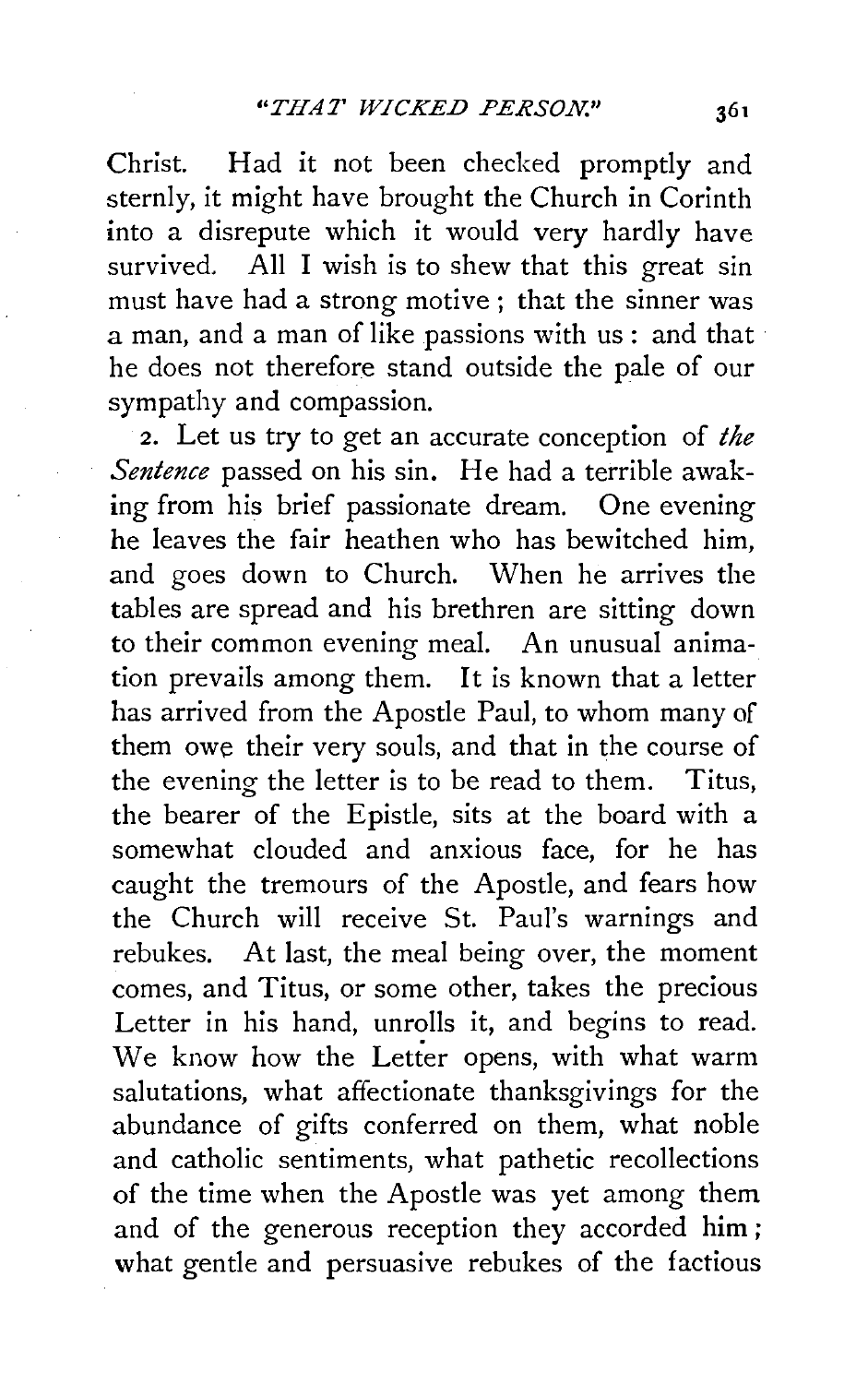Christ. Had it not been checked promptly and sternly, it might have brought the Church in Corinth into a disrepute which it would very hardly have survived. All I wish is to shew that this great sin must have had a strong motive; that the sinner was a man, and a man of like passions with us: and that he does not therefore stand outside the pale of our sympathy and compassion.

2. Let us try to get an accurate conception of *the Sentence* passed on his sin. He had a terrible awaking from his brief passionate dream. One evening he leaves the fair heathen who has bewitched him, and goes down to Church. When he arrives the tables are spread and his brethren are sitting down to their common evening meal. An unusual animation prevails among them. It is known that a letter has arrived from the Apostle Paul, to whom many of them owe their very souls, and that in the course of the evening the letter is to be read to them. Titus, the bearer of the Epistle, sits at the board with a somewhat clouded and anxious face, for he has caught the tremours of the Apostle, and fears how the Church will receive St. Paul's warnings and rebukes. At last, the meal being over, the moment comes, and Titus, or some other, takes the precious Letter in his hand, unrolls it, and begins to read. We know how the Letter opens, with what warm salutations, what affectionate thanksgivings for the abundance of gifts conferred on them, what noble and catholic sentiments, what pathetic recollections of the time when the Apostle was yet among them and of the generous reception they accorded him; what gentle and persuasive rebukes of the factious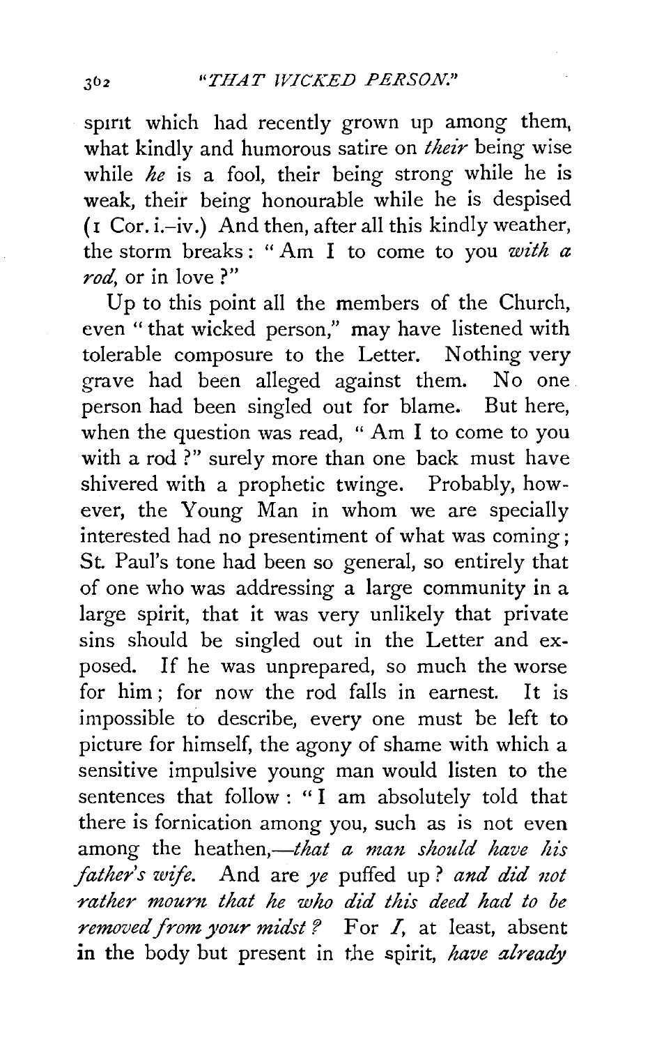spirit which had recently grown up among them, what kindly and humorous satire on *their* being wise while *he* is a fool, their being strong while he is weak, their being honourable while he is despised (1 Cor. i.–iv.) And then, after all this kindly weather, the storm breaks: "Am I to come to you *with a rod*, or in love?"

Up to this point all the members of the Church, even "that wicked person," may have listened with tolerable composure to the Letter. Nothing very grave had been alleged against them. No one person had been singled out for blame. But here, when the question was read, "Am I to come to you with a rod?" surely more than one back must have shivered with a prophetic twinge. Probably, however, the Young Man in whom we are specially interested had no presentiment of what was coming; St. Paul's tone had been so general, so entirely that of one who was addressing a large community in a large spirit, that it was very unlikely that private sins should be singled out in the Letter and exposed. If he was unprepared, so much the worse for him; for now the rod falls in earnest. It is impossible to describe, every one must be left to picture for himself, the agony of shame with which a sensitive impulsive young man would listen to the sentences that follow: "I am absolutely told that there is fornication among you, such as is not even among the heathen,—*that a man should have his father's wife.* And are *ye* puffed up? *and did not rather mourn that he who did this deed had to be removed from your midst?* For *I*, at least, absent in the body but present in the spirit, *have already*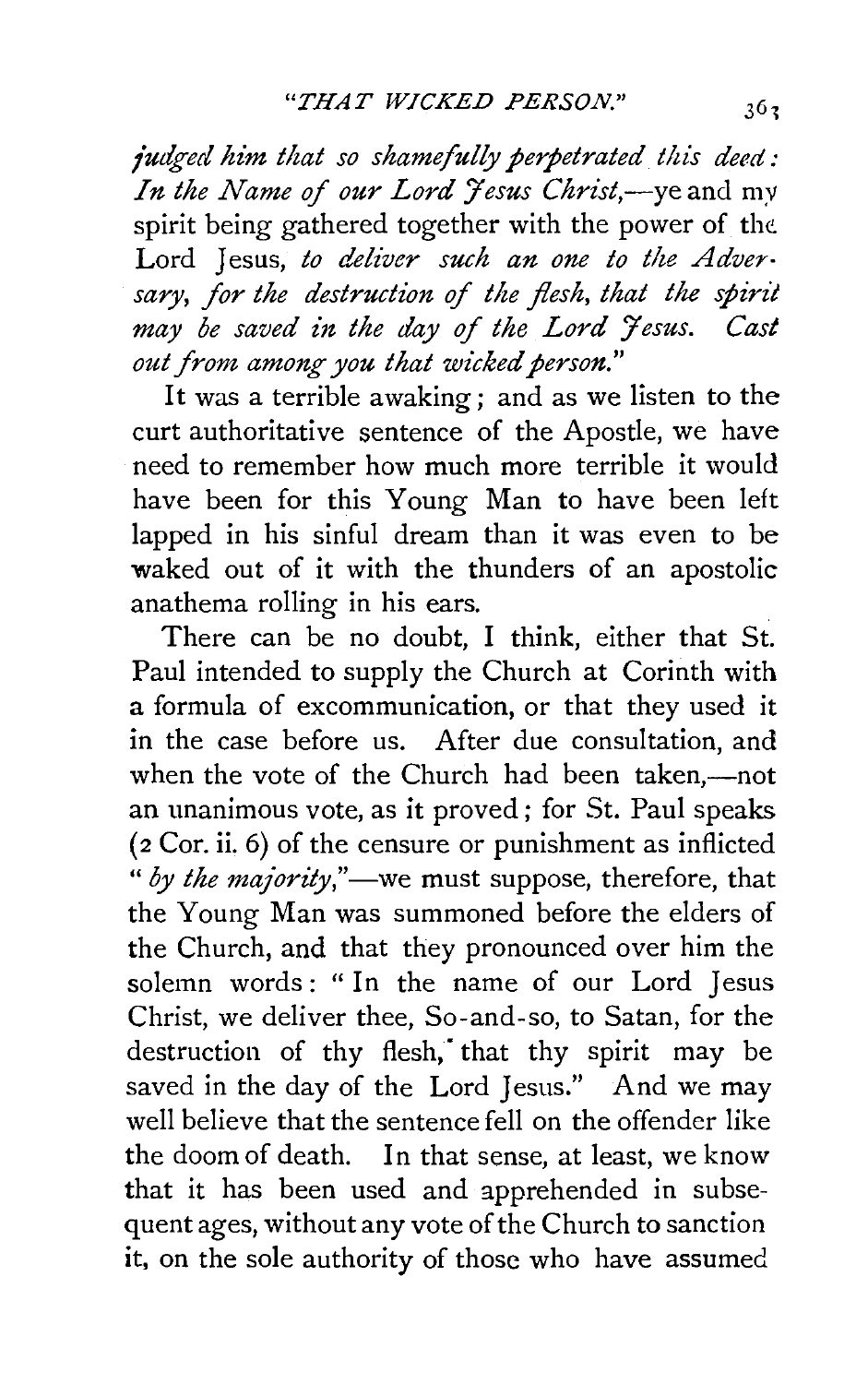*judged him that so shamefully perpetrated this deed: In the Name of our Lord Jesus Christ,*—ye and my spirit being gathered together with the power of the Lord Jesus, *to deliver such an one to the Adversary, for the destruction of the flesh, that the spirit may be saved in the day of the Lord Jesus. Cast out from among you that wicked person.*"

It was a terrible awaking; and as we listen to the curt authoritative sentence of the Apostle, we have need to remember how much more terrible it would have been for this Young Man to have been left lapped in his sinful dream than it was even to be waked out of it with the thunders of an apostolic anathema rolling in his ears.

There can be no doubt, I think, either that St. Paul intended to supply the Church at Corinth with a formula of excommunication, or that they used it in the case before us. After due consultation, and when the vote of the Church had been taken,—not an unanimous vote, as it proved; for St. Paul speaks (2 Cor. ii. 6) of the censure or punishment as inflicted "*by the majority*,"—we must suppose, therefore, that the Young Man was summoned before the elders of the Church, and that they pronounced over him the solemn words: "In the name of our Lord Jesus Christ, we deliver thee, So-and-so, to Satan, for the destruction of thy flesh, that thy spirit may be saved in the day of the Lord Jesus." And we may well believe that the sentence fell on the offender like the doom of death. In that sense, at least, we know that it has been used and apprehended in subsequent ages, without any vote of the Church to sanction it, on the sole authority of those who have assumed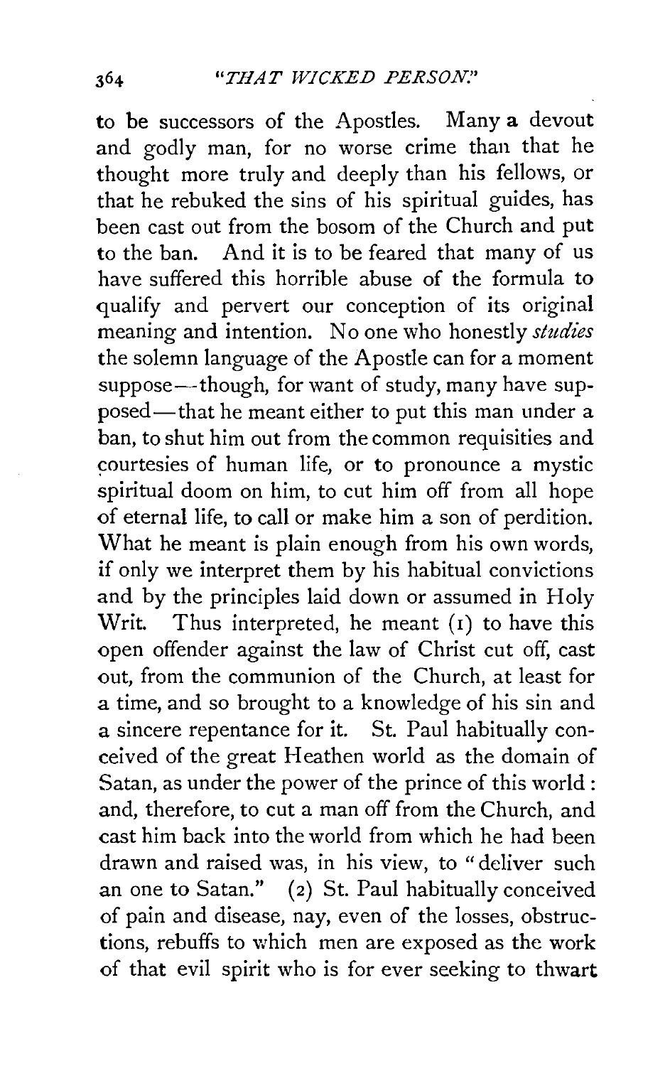to be successors of the Apostles. Many a devout and godly man, for no worse crime than that he thought more truly and deeply than his fellows, or that he rebuked the sins of his spiritual guides, has been cast out from the bosom of the Church and put to the ban. And it is to be feared that many of us have suffered this horrible abuse of the formula to qualify and pervert our conception of its original meaning and intention. No one who honestly *studies* the solemn language of the Apostle can for a moment suppose—though, for want of study, many have supposed—that he meant either to put this man under a ban, to shut him out from the common requisities and courtesies of human life, or to pronounce a mystic spiritual doom on him, to cut him off from all hope of eternal life, to call or make him a son of perdition. What he meant is plain enough from his own words, if only we interpret them by his habitual convictions and by the principles laid down or assumed in Holy Writ. Thus interpreted, he meant (1) to have this open offender against the law of Christ cut off, cast out, from the communion of the Church, at least for a time, and so brought to a knowledge of his sin and a sincere repentance for it. St. Paul habitually conceived of the great Heathen world as the domain of Satan, as under the power of the prince of this world: and, therefore, to cut a man off from the Church, and cast him back into the world from which he had been drawn and raised was, in his view, to "deliver such an one to Satan." (2) St. Paul habitually conceived of pain and disease, nay, even of the losses, obstructions, rebuffs to which men are exposed as the work of that evil spirit who is for ever seeking to thwart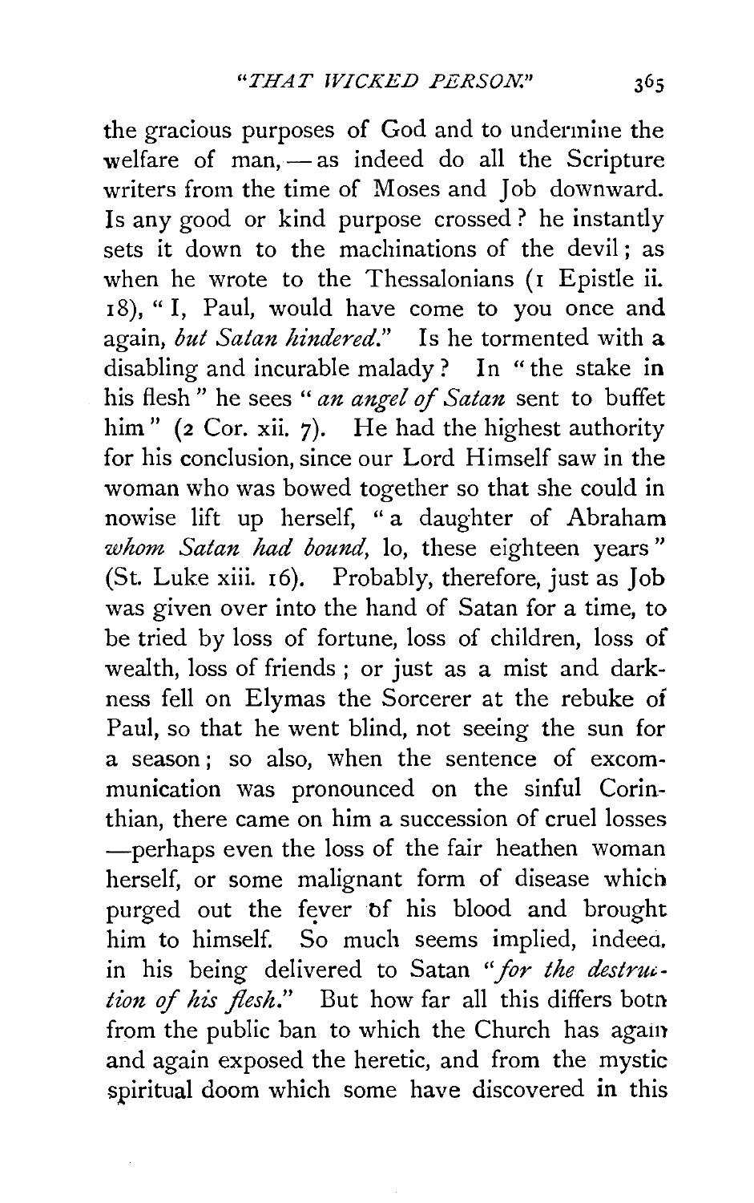the gracious purposes of God and to undermine the welfare of man, — as indeed do all the Scripture writers from the time of Moses and Job downward. Is any good or kind purpose crossed? he instantly sets it down to the machinations of the devil; as when he wrote to the Thessalonians (1 Epistle ii. 18), "I, Paul, would have come to you once and again, *but Satan hindered.*" Is he tormented with a disabling and incurable malady? In "the stake in his flesh" he sees "*an angel of Satan* sent to buffet him" (2 Cor. xii. 7). He had the highest authority for his conclusion, since our Lord Himself saw in the woman who was bowed together so that she could in nowise lift up herself, "a daughter of Abraham *whom Satan had bound*, lo, these eighteen years" (St. Luke xiii. 16). Probably, therefore, just as Job was given over into the hand of Satan for a time, to be tried by loss of fortune, loss of children, loss of wealth, loss of friends; or just as a mist and darkness fell on Elymas the Sorcerer at the rebuke of Paul, so that he went blind, not seeing the sun for a season; so also, when the sentence of excommunication was pronounced on the sinful Corinthian, there came on him a succession of cruel losses —perhaps even the loss of the fair heathen woman herself, or some malignant form of disease which purged out the fever of his blood and brought him to himself. So much seems implied, indeed, in his being delivered to Satan "*for the destruction of his flesh.*" But how far all this differs both from the public ban to which the Church has again and again exposed the heretic, and from the mystic spiritual doom which some have discovered in this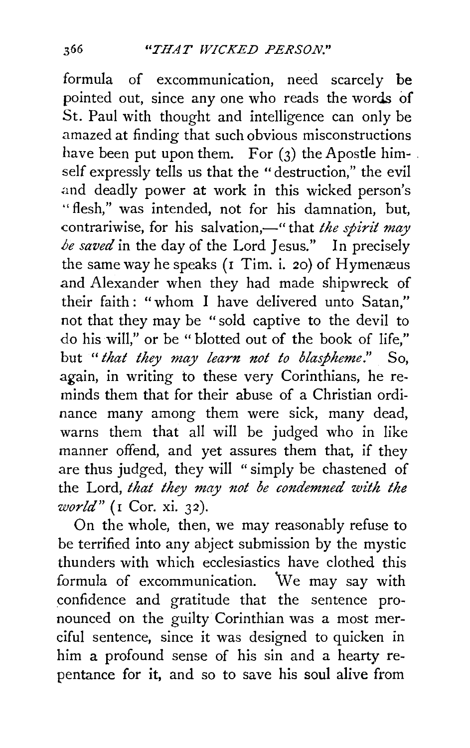formula of excommunication, need scarcely be pointed out, since any one who reads the words of St. Paul with thought and intelligence can only be amazed at finding that such obvious misconstructions have been put upon them. For (3) the Apostle himself expressly tells us that the "destruction," the evil and deadly power at work in this wicked person's "flesh," was intended, not for his damnation, but, contrariwise, for his salvation,—"that *the spirit may be saved* in the day of the Lord Jesus." In precisely the same way he speaks (1 Tim. i. 20) of Hymenæus and Alexander when they had made shipwreck of their faith: "whom I have delivered unto Satan," not that they may be "sold captive to the devil to do his will," or be "blotted out of the book of life," but "*that they may learn not to blaspheme.*" So, again, in writing to these very Corinthians, he reminds them that for their abuse of a Christian ordinance many among them were sick, many dead, warns them that all will be judged who in like manner offend, and yet assures them that, if they are thus judged, they will "simply be chastened of the Lord, *that they may not be condemned with the world*" (1 Cor. xi. 32).

On the whole, then, we may reasonably refuse to be terrified into any abject submission by the mystic thunders with which ecclesiastics have clothed this formula of excommunication. We may say with confidence and gratitude that the sentence pronounced on the guilty Corinthian was a most merciful sentence, since it was designed to quicken in him a profound sense of his sin and a hearty repentance for it, and so to save his soul alive from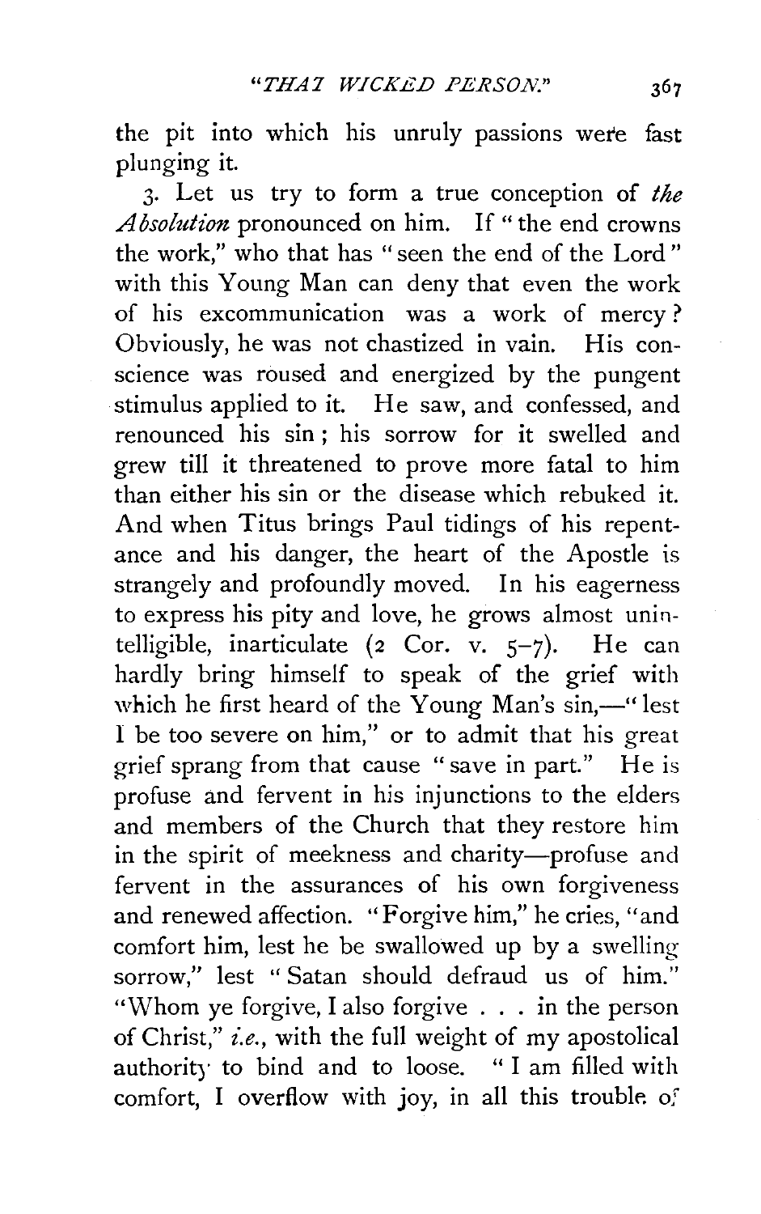the pit into which his unruly passions were fast plunging it.

3. Let us try to form a true conception of *the Absolution* pronounced on him. If "the end crowns the work," who that has "seen the end of the Lord" with this Young Man can deny that even the work of his excommunication was a work of mercy? Obviously, he was not chastized in vain. His conscience was roused and energized by the pungent stimulus applied to it. He saw, and confessed, and renounced his sin; his sorrow for it swelled and grew till it threatened to prove more fatal to him than either his sin or the disease which rebuked it. And when Titus brings Paul tidings of his repentance and his danger, the heart of the Apostle is strangely and profoundly moved. In his eagerness to express his pity and love, he grows almost unintelligible, inarticulate (2 Cor. v. 5–7). He can hardly bring himself to speak of the grief with which he first heard of the Young Man's sin,—"lest I be too severe on him," or to admit that his great grief sprang from that cause "save in part." He is profuse and fervent in his injunctions to the elders and members of the Church that they restore him in the spirit of meekness and charity—profuse and fervent in the assurances of his own forgiveness and renewed affection. "Forgive him," he cries, "and comfort him, lest he be swallowed up by a swelling sorrow," lest "Satan should defraud us of him." "Whom ye forgive, I also forgive . . . in the person of Christ," *i.e.*, with the full weight of my apostolical authority to bind and to loose. "I am filled with comfort, I overflow with joy, in all this trouble of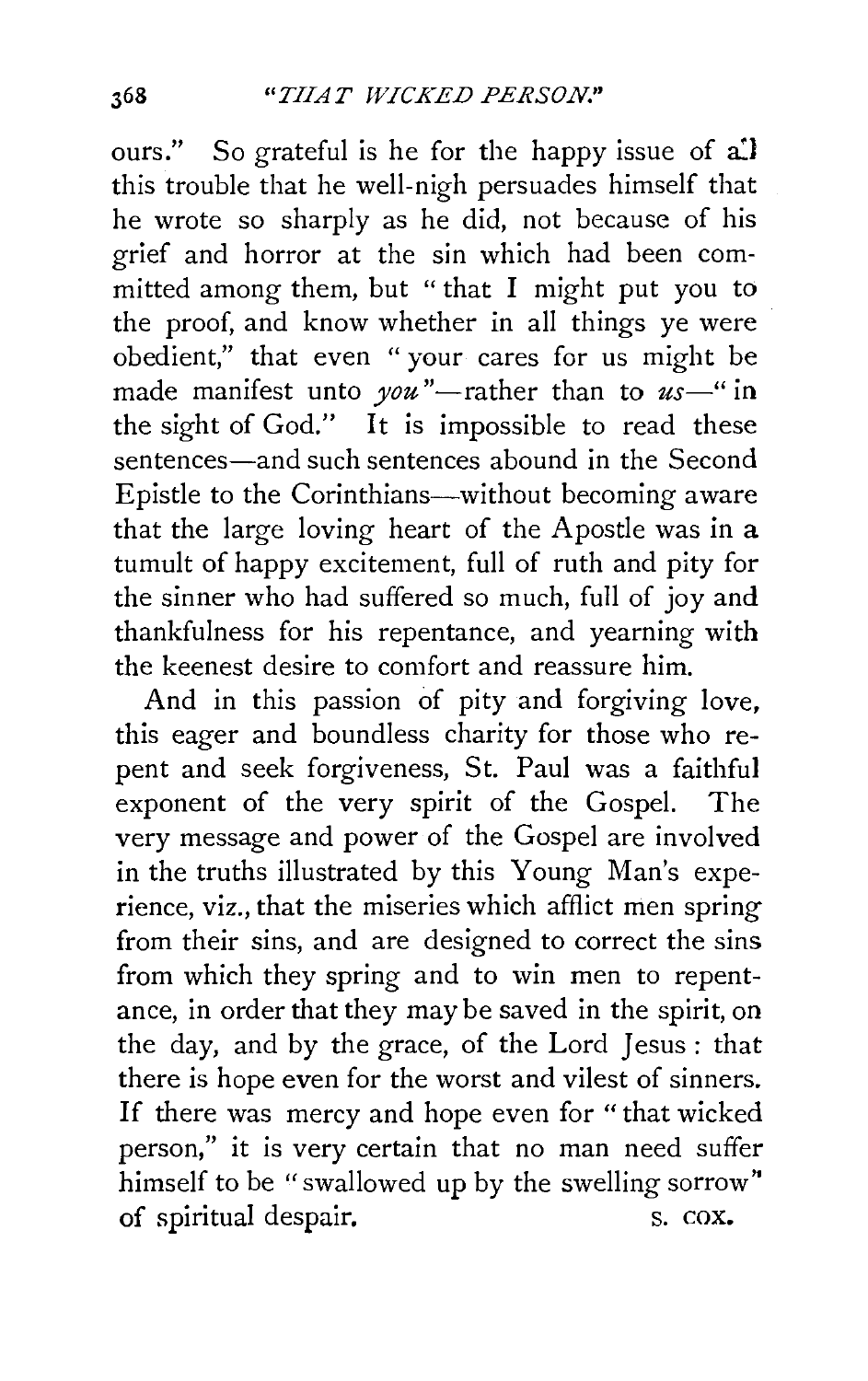ours." So grateful is he for the happy issue of all this trouble that he well-nigh persuades himself that he wrote so sharply as he did, not because of his grief and horror at the sin which had been committed among them, but "that I might put you to the proof, and know whether in all things ye were obedient," that even "your cares for us might be made manifest unto *you*"—rather than to *us*—"in the sight of God." It is impossible to read these sentences—and such sentences abound in the Second Epistle to the Corinthians—without becoming aware that the large loving heart of the Apostle was in a tumult of happy excitement, full of ruth and pity for the sinner who had suffered so much, full of joy and thankfulness for his repentance, and yearning with the keenest desire to comfort and reassure him.

And in this passion of pity and forgiving love, this eager and boundless charity for those who repent and seek forgiveness, St. Paul was a faithful exponent of the very spirit of the Gospel. The very message and power of the Gospel are involved in the truths illustrated by this Young Man's experience, viz., that the miseries which afflict men spring from their sins, and are designed to correct the sins from which they spring and to win men to repentance, in order that they may be saved in the spirit, on the day, and by the grace, of the Lord Jesus: that there is hope even for the worst and vilest of sinners. If there was mercy and hope even for "that wicked person," it is very certain that no man need suffer himself to be "swallowed up by the swelling sorrow" of spiritual despair.

S. COX.